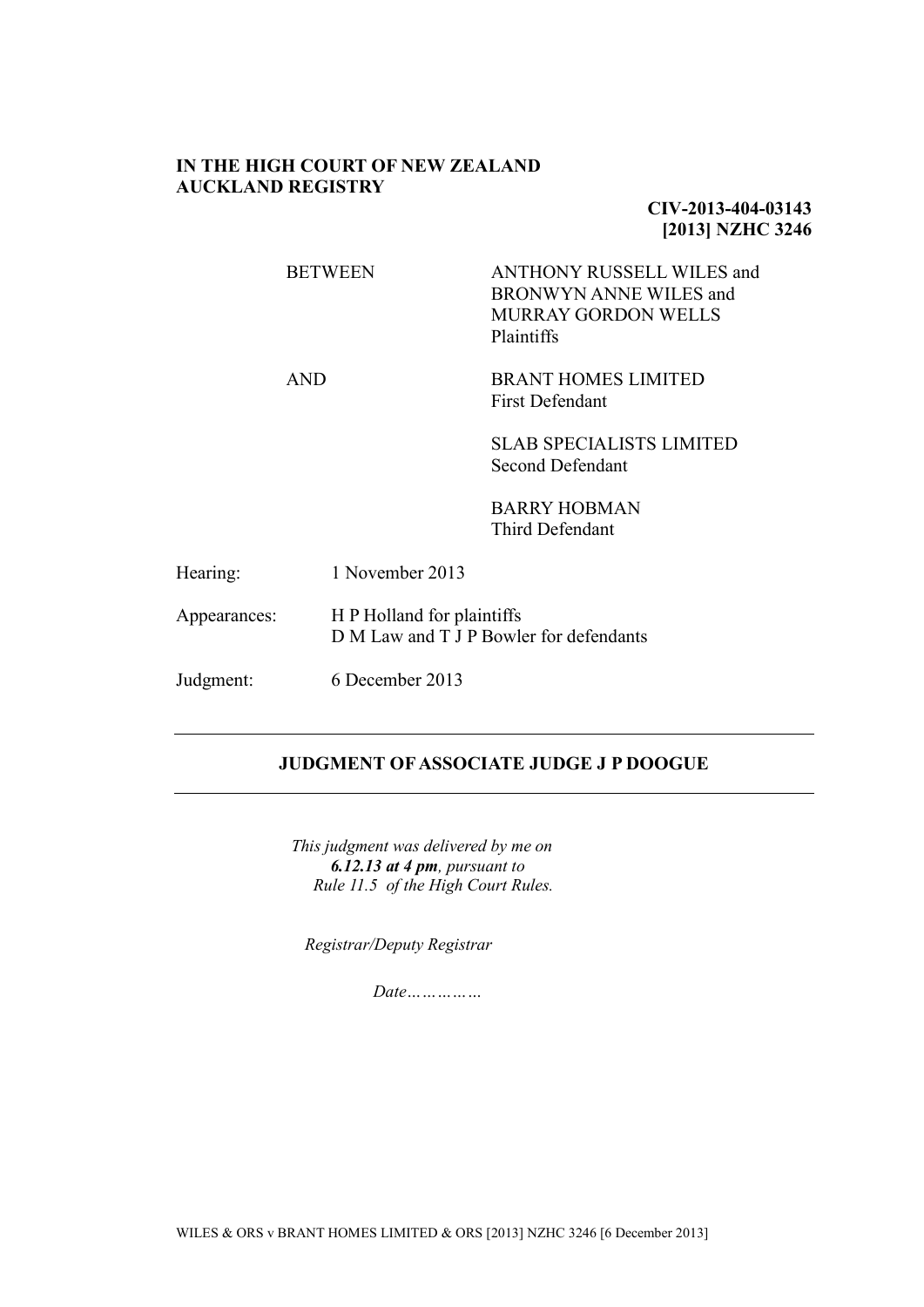**IN THE HIGH COURT OF NEW ZEALAND**
**AUCKLAND REGISTRY**

**CIV-2013-404-03143**
**[2013] NZHC 3246**

| | |
|---|---|
| BETWEEN | ANTHONY RUSSELL WILES and BRONWYN ANNE WILES and MURRAY GORDON WELLS<br>Plaintiffs |
| AND | BRANT HOMES LIMITED<br>First Defendant |
| | SLAB SPECIALISTS LIMITED<br>Second Defendant |
| | BARRY HOBMAN<br>Third Defendant |

| | |
|---|---|
| Hearing: | 1 November 2013 |
| Appearances: | H P Holland for plaintiffs<br>D M Law and T J P Bowler for defendants |
| Judgment: | 6 December 2013 |

---

## JUDGMENT OF ASSOCIATE JUDGE J P DOOGUE

---

*This judgment was delivered by me on* ***6.12.13 at 4 pm****, pursuant to Rule 11.5 of the High Court Rules.*

*Registrar/Deputy Registrar*

*Date……………*

WILES & ORS v BRANT HOMES LIMITED & ORS [2013] NZHC 3246 [6 December 2013]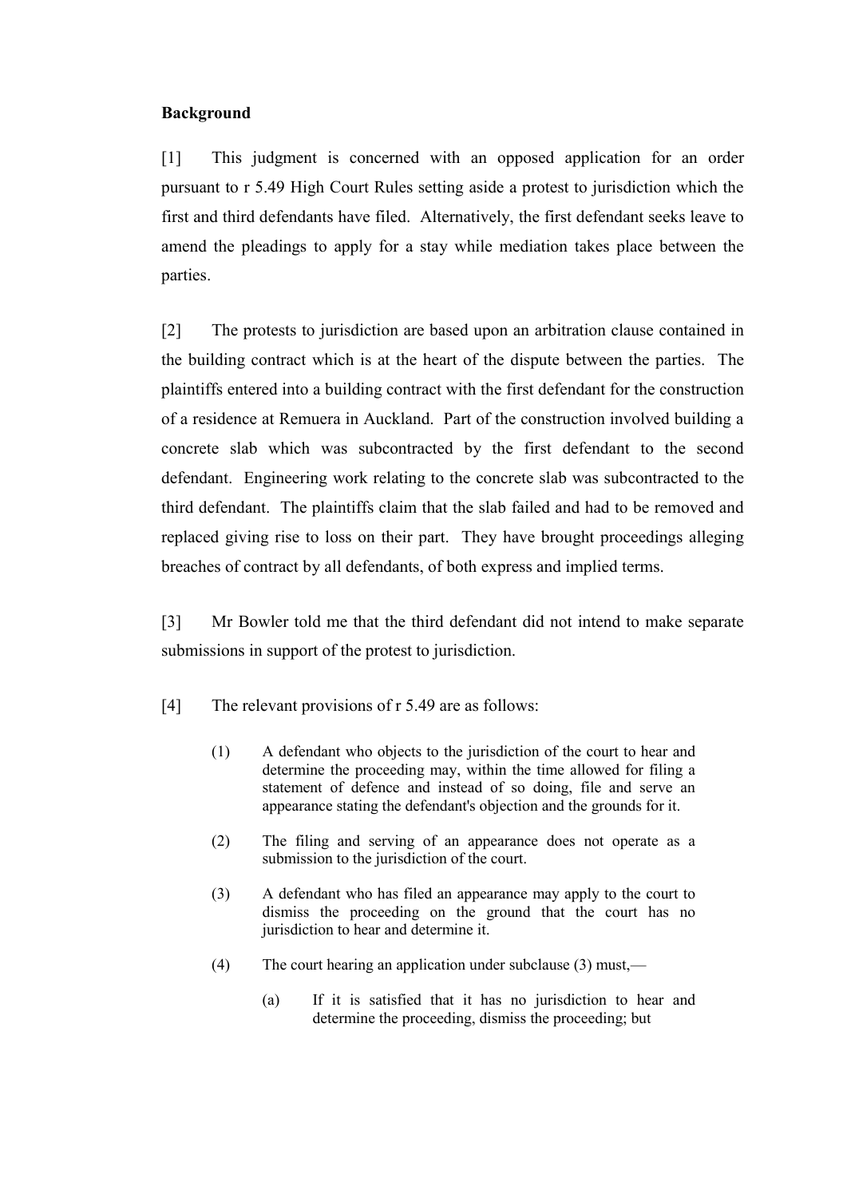**Background**

[1] This judgment is concerned with an opposed application for an order pursuant to r 5.49 High Court Rules setting aside a protest to jurisdiction which the first and third defendants have filed. Alternatively, the first defendant seeks leave to amend the pleadings to apply for a stay while mediation takes place between the parties.

[2] The protests to jurisdiction are based upon an arbitration clause contained in the building contract which is at the heart of the dispute between the parties. The plaintiffs entered into a building contract with the first defendant for the construction of a residence at Remuera in Auckland. Part of the construction involved building a concrete slab which was subcontracted by the first defendant to the second defendant. Engineering work relating to the concrete slab was subcontracted to the third defendant. The plaintiffs claim that the slab failed and had to be removed and replaced giving rise to loss on their part. They have brought proceedings alleging breaches of contract by all defendants, of both express and implied terms.

[3] Mr Bowler told me that the third defendant did not intend to make separate submissions in support of the protest to jurisdiction.

[4] The relevant provisions of r 5.49 are as follows:

> (1) A defendant who objects to the jurisdiction of the court to hear and determine the proceeding may, within the time allowed for filing a statement of defence and instead of so doing, file and serve an appearance stating the defendant's objection and the grounds for it.
>
> (2) The filing and serving of an appearance does not operate as a submission to the jurisdiction of the court.
>
> (3) A defendant who has filed an appearance may apply to the court to dismiss the proceeding on the ground that the court has no jurisdiction to hear and determine it.
>
> (4) The court hearing an application under subclause (3) must,—
>
> > (a) If it is satisfied that it has no jurisdiction to hear and determine the proceeding, dismiss the proceeding; but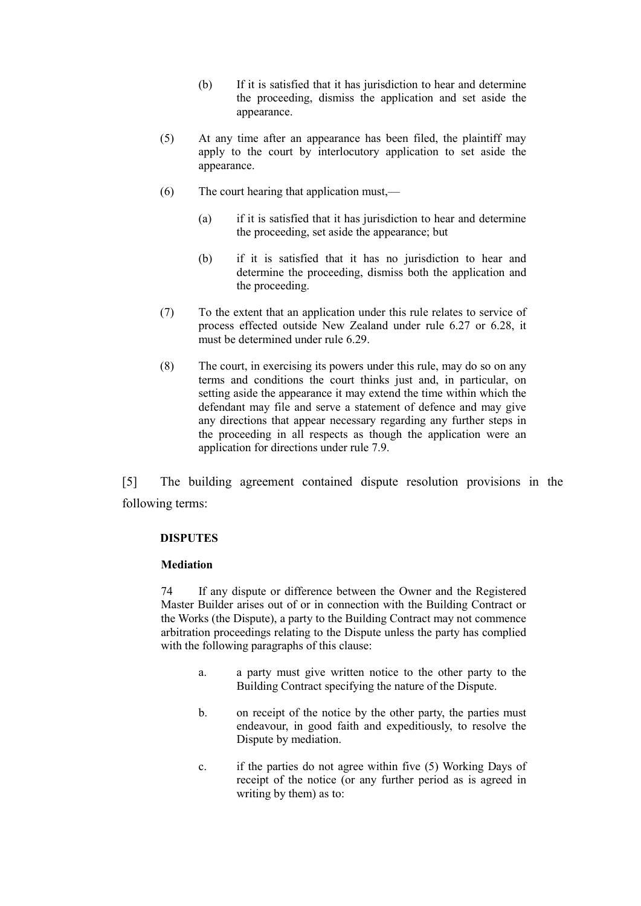> (b) If it is satisfied that it has jurisdiction to hear and determine the proceeding, dismiss the application and set aside the appearance.
>
> (5) At any time after an appearance has been filed, the plaintiff may apply to the court by interlocutory application to set aside the appearance.
>
> (6) The court hearing that application must,—
>
> > (a) if it is satisfied that it has jurisdiction to hear and determine the proceeding, set aside the appearance; but
> >
> > (b) if it is satisfied that it has no jurisdiction to hear and determine the proceeding, dismiss both the application and the proceeding.
>
> (7) To the extent that an application under this rule relates to service of process effected outside New Zealand under rule 6.27 or 6.28, it must be determined under rule 6.29.
>
> (8) The court, in exercising its powers under this rule, may do so on any terms and conditions the court thinks just and, in particular, on setting aside the appearance it may extend the time within which the defendant may file and serve a statement of defence and may give any directions that appear necessary regarding any further steps in the proceeding in all respects as though the application were an application for directions under rule 7.9.

[5] The building agreement contained dispute resolution provisions in the following terms:

> **DISPUTES**
>
> **Mediation**
>
> 74 If any dispute or difference between the Owner and the Registered Master Builder arises out of or in connection with the Building Contract or the Works (the Dispute), a party to the Building Contract may not commence arbitration proceedings relating to the Dispute unless the party has complied with the following paragraphs of this clause:
>
> > a. a party must give written notice to the other party to the Building Contract specifying the nature of the Dispute.
> >
> > b. on receipt of the notice by the other party, the parties must endeavour, in good faith and expeditiously, to resolve the Dispute by mediation.
> >
> > c. if the parties do not agree within five (5) Working Days of receipt of the notice (or any further period as is agreed in writing by them) as to: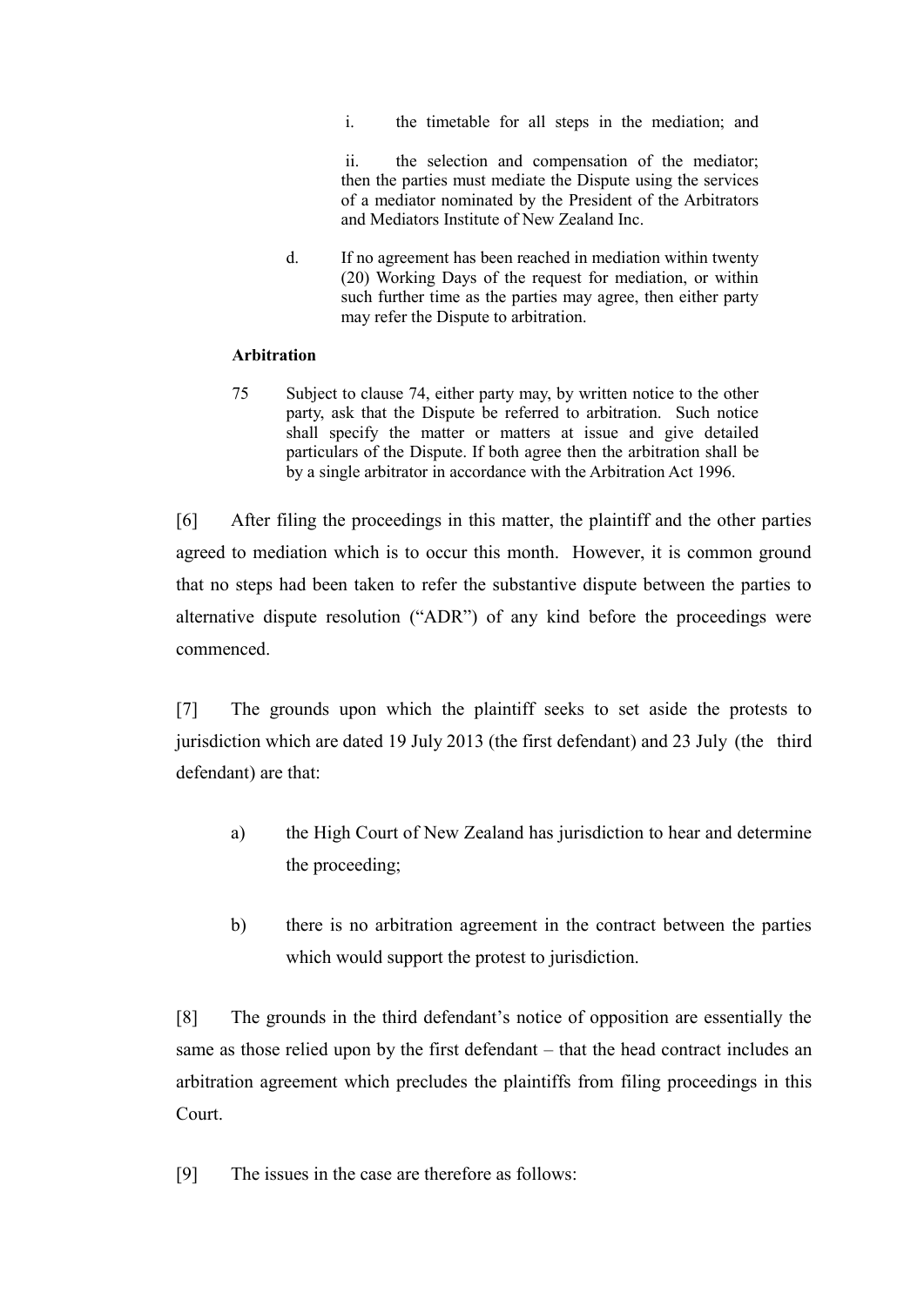i. the timetable for all steps in the mediation; and

ii. the selection and compensation of the mediator; then the parties must mediate the Dispute using the services of a mediator nominated by the President of the Arbitrators and Mediators Institute of New Zealand Inc.

d. If no agreement has been reached in mediation within twenty (20) Working Days of the request for mediation, or within such further time as the parties may agree, then either party may refer the Dispute to arbitration.

**Arbitration**

75 Subject to clause 74, either party may, by written notice to the other party, ask that the Dispute be referred to arbitration. Such notice shall specify the matter or matters at issue and give detailed particulars of the Dispute. If both agree then the arbitration shall be by a single arbitrator in accordance with the Arbitration Act 1996.

[6] After filing the proceedings in this matter, the plaintiff and the other parties agreed to mediation which is to occur this month. However, it is common ground that no steps had been taken to refer the substantive dispute between the parties to alternative dispute resolution ("ADR") of any kind before the proceedings were commenced.

[7] The grounds upon which the plaintiff seeks to set aside the protests to jurisdiction which are dated 19 July 2013 (the first defendant) and 23 July (the third defendant) are that:

a) the High Court of New Zealand has jurisdiction to hear and determine the proceeding;

b) there is no arbitration agreement in the contract between the parties which would support the protest to jurisdiction.

[8] The grounds in the third defendant's notice of opposition are essentially the same as those relied upon by the first defendant – that the head contract includes an arbitration agreement which precludes the plaintiffs from filing proceedings in this Court.

[9] The issues in the case are therefore as follows: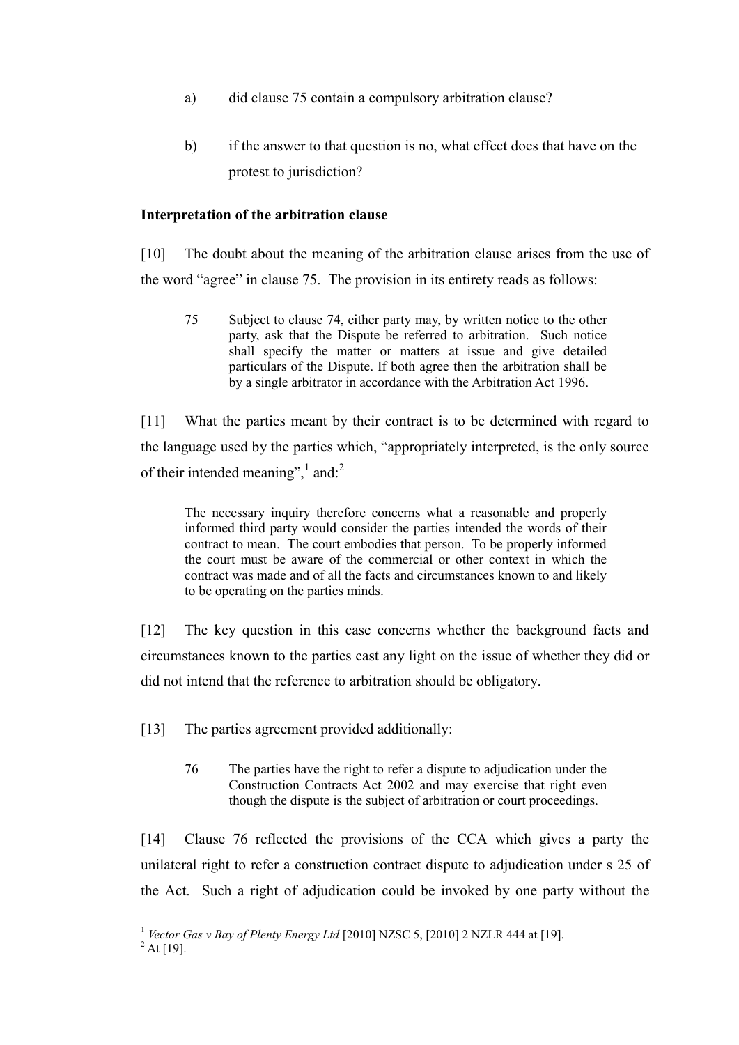a) did clause 75 contain a compulsory arbitration clause?

b) if the answer to that question is no, what effect does that have on the protest to jurisdiction?

**Interpretation of the arbitration clause**

[10] The doubt about the meaning of the arbitration clause arises from the use of the word "agree" in clause 75. The provision in its entirety reads as follows:

> 75 Subject to clause 74, either party may, by written notice to the other party, ask that the Dispute be referred to arbitration. Such notice shall specify the matter or matters at issue and give detailed particulars of the Dispute. If both agree then the arbitration shall be by a single arbitrator in accordance with the Arbitration Act 1996.

[11] What the parties meant by their contract is to be determined with regard to the language used by the parties which, "appropriately interpreted, is the only source of their intended meaning",[1] and:[2]

> The necessary inquiry therefore concerns what a reasonable and properly informed third party would consider the parties intended the words of their contract to mean. The court embodies that person. To be properly informed the court must be aware of the commercial or other context in which the contract was made and of all the facts and circumstances known to and likely to be operating on the parties minds.

[12] The key question in this case concerns whether the background facts and circumstances known to the parties cast any light on the issue of whether they did or did not intend that the reference to arbitration should be obligatory.

[13] The parties agreement provided additionally:

> 76 The parties have the right to refer a dispute to adjudication under the Construction Contracts Act 2002 and may exercise that right even though the dispute is the subject of arbitration or court proceedings.

[14] Clause 76 reflected the provisions of the CCA which gives a party the unilateral right to refer a construction contract dispute to adjudication under s 25 of the Act. Such a right of adjudication could be invoked by one party without the

---

[1] *Vector Gas v Bay of Plenty Energy Ltd* [2010] NZSC 5, [2010] 2 NZLR 444 at [19].

[2] At [19].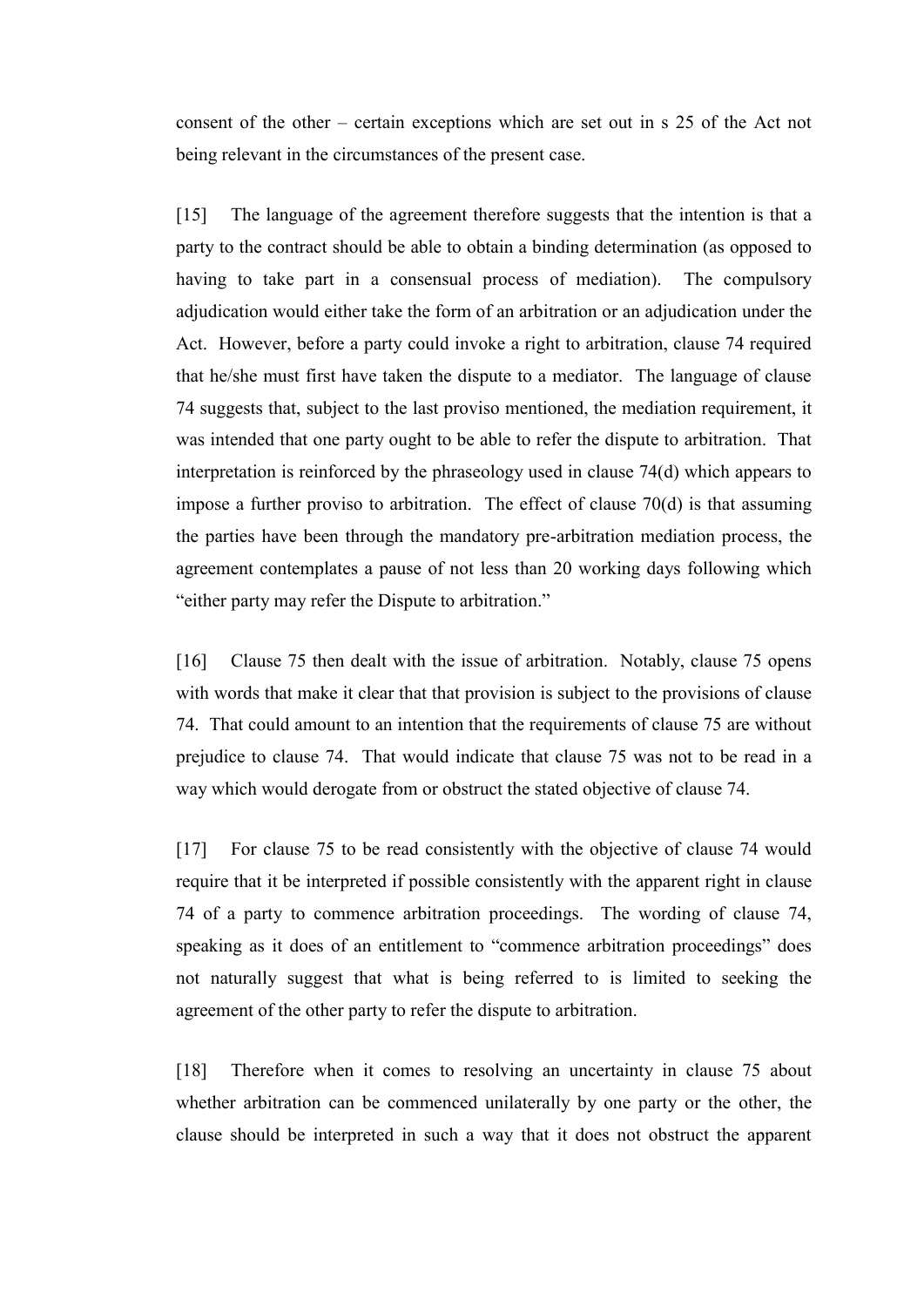consent of the other – certain exceptions which are set out in s 25 of the Act not being relevant in the circumstances of the present case.

[15] The language of the agreement therefore suggests that the intention is that a party to the contract should be able to obtain a binding determination (as opposed to having to take part in a consensual process of mediation). The compulsory adjudication would either take the form of an arbitration or an adjudication under the Act. However, before a party could invoke a right to arbitration, clause 74 required that he/she must first have taken the dispute to a mediator. The language of clause 74 suggests that, subject to the last proviso mentioned, the mediation requirement, it was intended that one party ought to be able to refer the dispute to arbitration. That interpretation is reinforced by the phraseology used in clause 74(d) which appears to impose a further proviso to arbitration. The effect of clause 70(d) is that assuming the parties have been through the mandatory pre-arbitration mediation process, the agreement contemplates a pause of not less than 20 working days following which "either party may refer the Dispute to arbitration."

[16] Clause 75 then dealt with the issue of arbitration. Notably, clause 75 opens with words that make it clear that that provision is subject to the provisions of clause 74. That could amount to an intention that the requirements of clause 75 are without prejudice to clause 74. That would indicate that clause 75 was not to be read in a way which would derogate from or obstruct the stated objective of clause 74.

[17] For clause 75 to be read consistently with the objective of clause 74 would require that it be interpreted if possible consistently with the apparent right in clause 74 of a party to commence arbitration proceedings. The wording of clause 74, speaking as it does of an entitlement to "commence arbitration proceedings" does not naturally suggest that what is being referred to is limited to seeking the agreement of the other party to refer the dispute to arbitration.

[18] Therefore when it comes to resolving an uncertainty in clause 75 about whether arbitration can be commenced unilaterally by one party or the other, the clause should be interpreted in such a way that it does not obstruct the apparent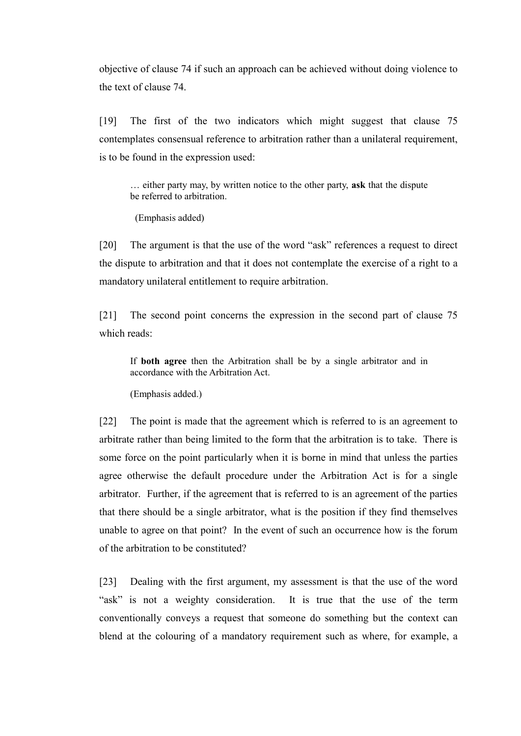objective of clause 74 if such an approach can be achieved without doing violence to the text of clause 74.

[19] The first of the two indicators which might suggest that clause 75 contemplates consensual reference to arbitration rather than a unilateral requirement, is to be found in the expression used:

> … either party may, by written notice to the other party, **ask** that the dispute be referred to arbitration.
>
> (Emphasis added)

[20] The argument is that the use of the word "ask" references a request to direct the dispute to arbitration and that it does not contemplate the exercise of a right to a mandatory unilateral entitlement to require arbitration.

[21] The second point concerns the expression in the second part of clause 75 which reads:

> If **both agree** then the Arbitration shall be by a single arbitrator and in accordance with the Arbitration Act.
>
> (Emphasis added.)

[22] The point is made that the agreement which is referred to is an agreement to arbitrate rather than being limited to the form that the arbitration is to take. There is some force on the point particularly when it is borne in mind that unless the parties agree otherwise the default procedure under the Arbitration Act is for a single arbitrator. Further, if the agreement that is referred to is an agreement of the parties that there should be a single arbitrator, what is the position if they find themselves unable to agree on that point? In the event of such an occurrence how is the forum of the arbitration to be constituted?

[23] Dealing with the first argument, my assessment is that the use of the word "ask" is not a weighty consideration. It is true that the use of the term conventionally conveys a request that someone do something but the context can blend at the colouring of a mandatory requirement such as where, for example, a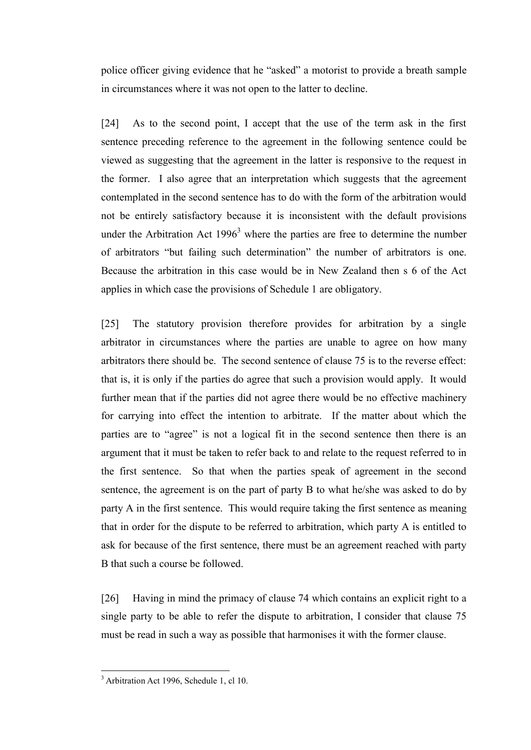police officer giving evidence that he "asked" a motorist to provide a breath sample in circumstances where it was not open to the latter to decline.

[24] As to the second point, I accept that the use of the term ask in the first sentence preceding reference to the agreement in the following sentence could be viewed as suggesting that the agreement in the latter is responsive to the request in the former. I also agree that an interpretation which suggests that the agreement contemplated in the second sentence has to do with the form of the arbitration would not be entirely satisfactory because it is inconsistent with the default provisions under the Arbitration Act 1996[3] where the parties are free to determine the number of arbitrators "but failing such determination" the number of arbitrators is one. Because the arbitration in this case would be in New Zealand then s 6 of the Act applies in which case the provisions of Schedule 1 are obligatory.

[25] The statutory provision therefore provides for arbitration by a single arbitrator in circumstances where the parties are unable to agree on how many arbitrators there should be. The second sentence of clause 75 is to the reverse effect: that is, it is only if the parties do agree that such a provision would apply. It would further mean that if the parties did not agree there would be no effective machinery for carrying into effect the intention to arbitrate. If the matter about which the parties are to "agree" is not a logical fit in the second sentence then there is an argument that it must be taken to refer back to and relate to the request referred to in the first sentence. So that when the parties speak of agreement in the second sentence, the agreement is on the part of party B to what he/she was asked to do by party A in the first sentence. This would require taking the first sentence as meaning that in order for the dispute to be referred to arbitration, which party A is entitled to ask for because of the first sentence, there must be an agreement reached with party B that such a course be followed.

[26] Having in mind the primacy of clause 74 which contains an explicit right to a single party to be able to refer the dispute to arbitration, I consider that clause 75 must be read in such a way as possible that harmonises it with the former clause.

[3] Arbitration Act 1996, Schedule 1, cl 10.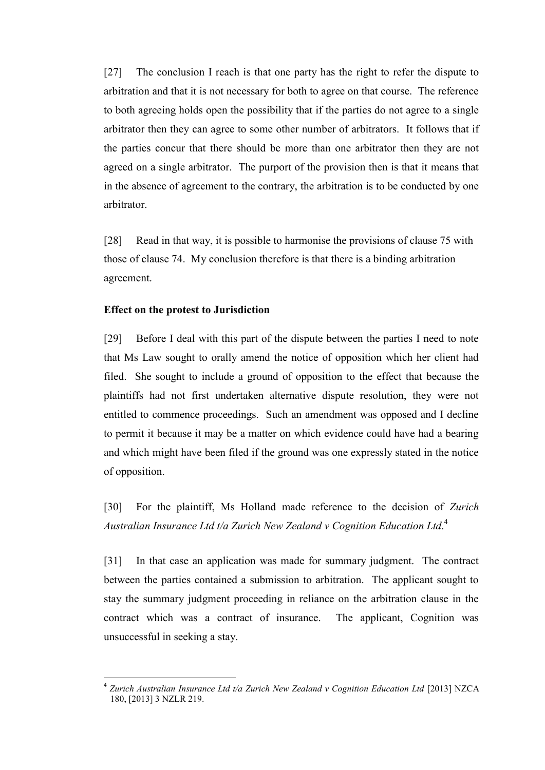[27] The conclusion I reach is that one party has the right to refer the dispute to arbitration and that it is not necessary for both to agree on that course. The reference to both agreeing holds open the possibility that if the parties do not agree to a single arbitrator then they can agree to some other number of arbitrators. It follows that if the parties concur that there should be more than one arbitrator then they are not agreed on a single arbitrator. The purport of the provision then is that it means that in the absence of agreement to the contrary, the arbitration is to be conducted by one arbitrator.

[28] Read in that way, it is possible to harmonise the provisions of clause 75 with those of clause 74. My conclusion therefore is that there is a binding arbitration agreement.

**Effect on the protest to Jurisdiction**

[29] Before I deal with this part of the dispute between the parties I need to note that Ms Law sought to orally amend the notice of opposition which her client had filed. She sought to include a ground of opposition to the effect that because the plaintiffs had not first undertaken alternative dispute resolution, they were not entitled to commence proceedings. Such an amendment was opposed and I decline to permit it because it may be a matter on which evidence could have had a bearing and which might have been filed if the ground was one expressly stated in the notice of opposition.

[30] For the plaintiff, Ms Holland made reference to the decision of *Zurich Australian Insurance Ltd t/a Zurich New Zealand v Cognition Education Ltd*.[4]

[31] In that case an application was made for summary judgment. The contract between the parties contained a submission to arbitration. The applicant sought to stay the summary judgment proceeding in reliance on the arbitration clause in the contract which was a contract of insurance. The applicant, Cognition was unsuccessful in seeking a stay.

---

[4] *Zurich Australian Insurance Ltd t/a Zurich New Zealand v Cognition Education Ltd* [2013] NZCA 180, [2013] 3 NZLR 219.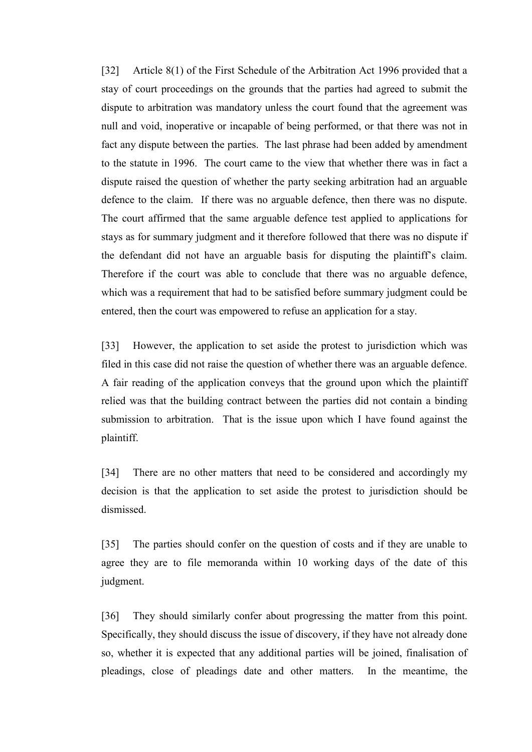[32] Article 8(1) of the First Schedule of the Arbitration Act 1996 provided that a stay of court proceedings on the grounds that the parties had agreed to submit the dispute to arbitration was mandatory unless the court found that the agreement was null and void, inoperative or incapable of being performed, or that there was not in fact any dispute between the parties. The last phrase had been added by amendment to the statute in 1996. The court came to the view that whether there was in fact a dispute raised the question of whether the party seeking arbitration had an arguable defence to the claim. If there was no arguable defence, then there was no dispute. The court affirmed that the same arguable defence test applied to applications for stays as for summary judgment and it therefore followed that there was no dispute if the defendant did not have an arguable basis for disputing the plaintiff's claim. Therefore if the court was able to conclude that there was no arguable defence, which was a requirement that had to be satisfied before summary judgment could be entered, then the court was empowered to refuse an application for a stay.

[33] However, the application to set aside the protest to jurisdiction which was filed in this case did not raise the question of whether there was an arguable defence. A fair reading of the application conveys that the ground upon which the plaintiff relied was that the building contract between the parties did not contain a binding submission to arbitration. That is the issue upon which I have found against the plaintiff.

[34] There are no other matters that need to be considered and accordingly my decision is that the application to set aside the protest to jurisdiction should be dismissed.

[35] The parties should confer on the question of costs and if they are unable to agree they are to file memoranda within 10 working days of the date of this judgment.

[36] They should similarly confer about progressing the matter from this point. Specifically, they should discuss the issue of discovery, if they have not already done so, whether it is expected that any additional parties will be joined, finalisation of pleadings, close of pleadings date and other matters. In the meantime, the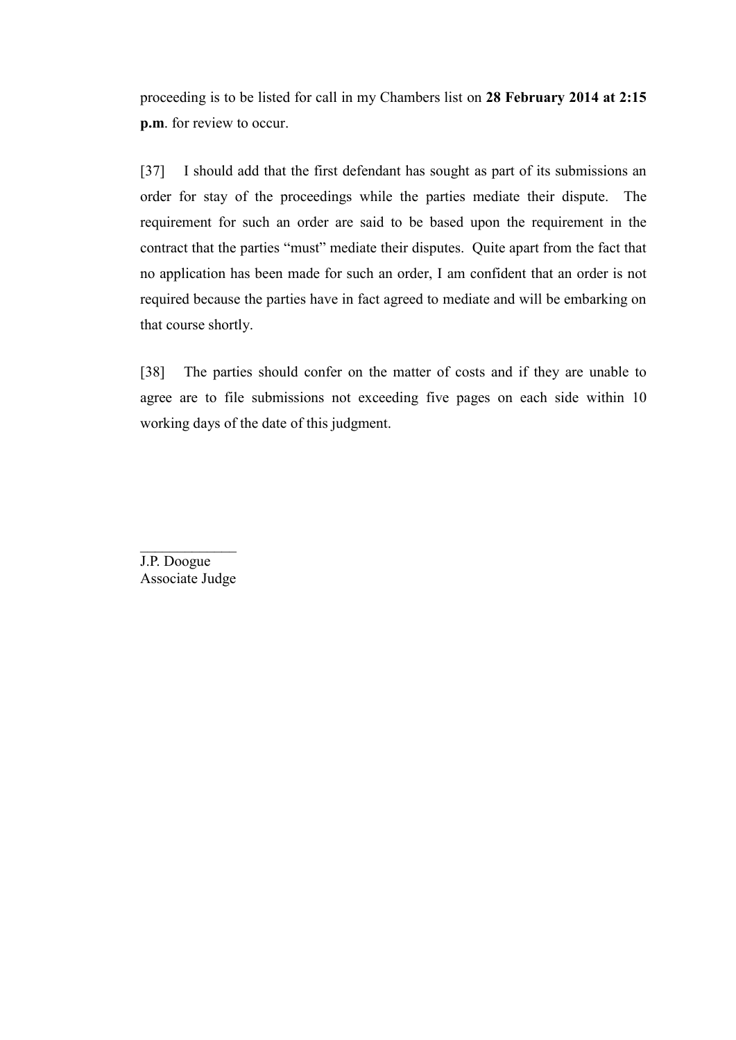proceeding is to be listed for call in my Chambers list on **28 February 2014 at 2:15 p.m**. for review to occur.

[37] I should add that the first defendant has sought as part of its submissions an order for stay of the proceedings while the parties mediate their dispute. The requirement for such an order are said to be based upon the requirement in the contract that the parties "must" mediate their disputes. Quite apart from the fact that no application has been made for such an order, I am confident that an order is not required because the parties have in fact agreed to mediate and will be embarking on that course shortly.

[38] The parties should confer on the matter of costs and if they are unable to agree are to file submissions not exceeding five pages on each side within 10 working days of the date of this judgment.

_____________
J.P. Doogue
Associate Judge